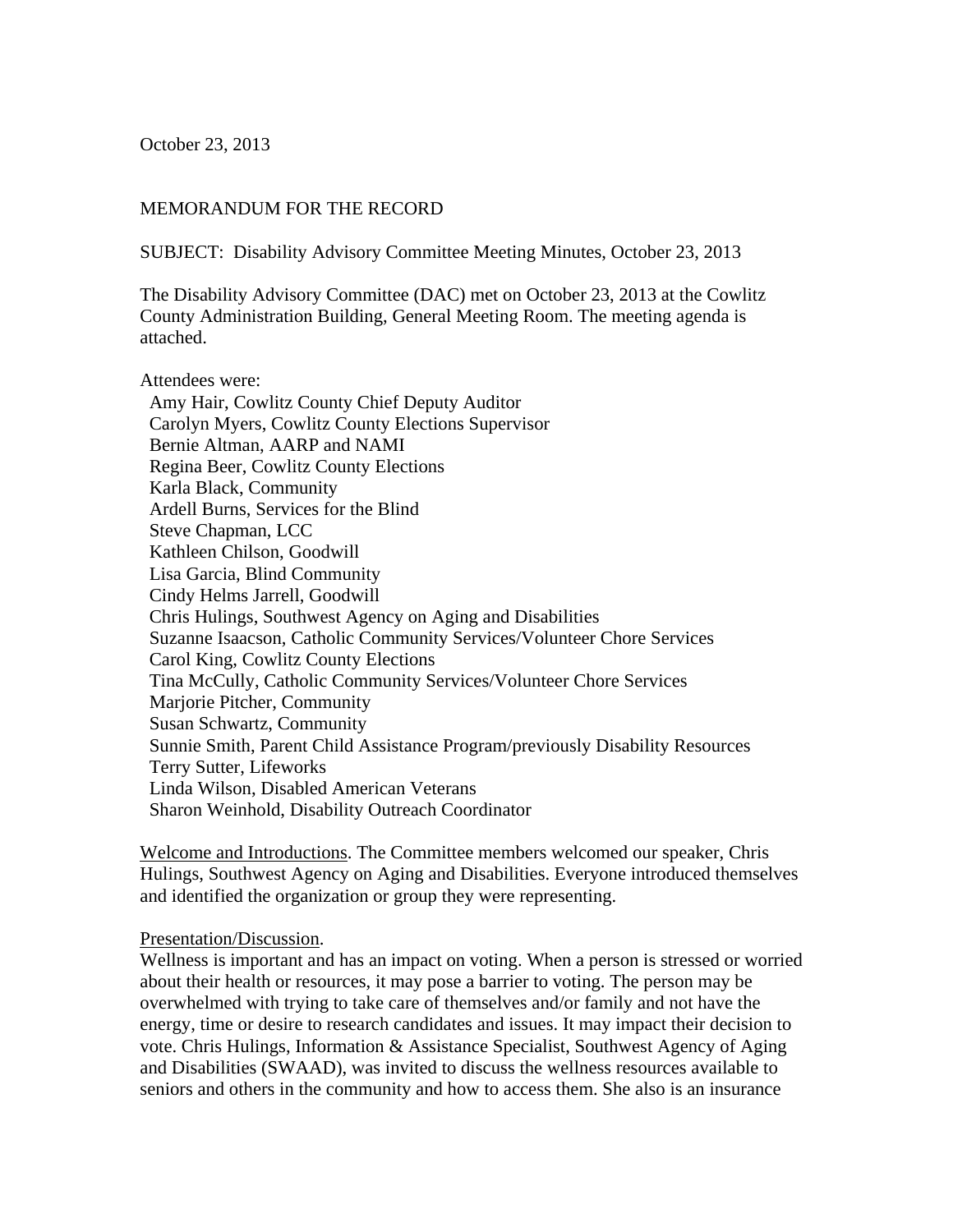October 23, 2013

MEMORANDUM FOR THE RECORD

SUBJECT: Disability Advisory Committee Meeting Minutes, October 23, 2013

The Disability Advisory Committee (DAC) met on October 23, 2013 at the Cowlitz County Administration Building, General Meeting Room. The meeting agenda is attached.

Attendees were:
Amy Hair, Cowlitz County Chief Deputy Auditor
Carolyn Myers, Cowlitz County Elections Supervisor
Bernie Altman, AARP and NAMI
Regina Beer, Cowlitz County Elections
Karla Black, Community
Ardell Burns, Services for the Blind
Steve Chapman, LCC
Kathleen Chilson, Goodwill
Lisa Garcia, Blind Community
Cindy Helms Jarrell, Goodwill
Chris Hulings, Southwest Agency on Aging and Disabilities
Suzanne Isaacson, Catholic Community Services/Volunteer Chore Services
Carol King, Cowlitz County Elections
Tina McCully, Catholic Community Services/Volunteer Chore Services
Marjorie Pitcher, Community
Susan Schwartz, Community
Sunnie Smith, Parent Child Assistance Program/previously Disability Resources
Terry Sutter, Lifeworks
Linda Wilson, Disabled American Veterans
Sharon Weinhold, Disability Outreach Coordinator

<u>Welcome and Introductions</u>. The Committee members welcomed our speaker, Chris Hulings, Southwest Agency on Aging and Disabilities. Everyone introduced themselves and identified the organization or group they were representing.

<u>Presentation/Discussion</u>.
Wellness is important and has an impact on voting. When a person is stressed or worried about their health or resources, it may pose a barrier to voting. The person may be overwhelmed with trying to take care of themselves and/or family and not have the energy, time or desire to research candidates and issues. It may impact their decision to vote. Chris Hulings, Information & Assistance Specialist, Southwest Agency of Aging and Disabilities (SWAAD), was invited to discuss the wellness resources available to seniors and others in the community and how to access them. She also is an insurance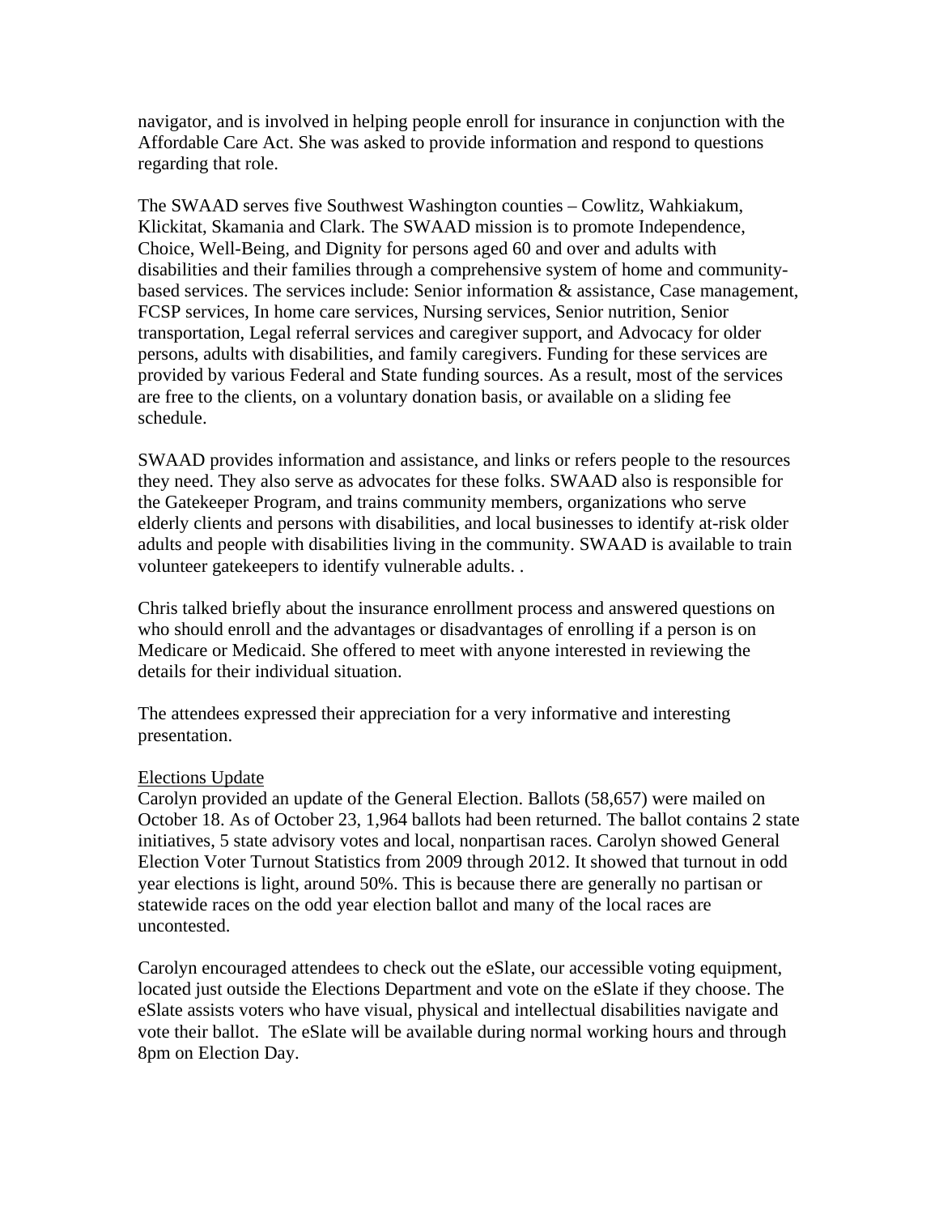navigator, and is involved in helping people enroll for insurance in conjunction with the Affordable Care Act. She was asked to provide information and respond to questions regarding that role.

The SWAAD serves five Southwest Washington counties – Cowlitz, Wahkiakum, Klickitat, Skamania and Clark. The SWAAD mission is to promote Independence, Choice, Well-Being, and Dignity for persons aged 60 and over and adults with disabilities and their families through a comprehensive system of home and community-based services. The services include: Senior information & assistance, Case management, FCSP services, In home care services, Nursing services, Senior nutrition, Senior transportation, Legal referral services and caregiver support, and Advocacy for older persons, adults with disabilities, and family caregivers. Funding for these services are provided by various Federal and State funding sources. As a result, most of the services are free to the clients, on a voluntary donation basis, or available on a sliding fee schedule.

SWAAD provides information and assistance, and links or refers people to the resources they need. They also serve as advocates for these folks. SWAAD also is responsible for the Gatekeeper Program, and trains community members, organizations who serve elderly clients and persons with disabilities, and local businesses to identify at-risk older adults and people with disabilities living in the community. SWAAD is available to train volunteer gatekeepers to identify vulnerable adults. .

Chris talked briefly about the insurance enrollment process and answered questions on who should enroll and the advantages or disadvantages of enrolling if a person is on Medicare or Medicaid. She offered to meet with anyone interested in reviewing the details for their individual situation.

The attendees expressed their appreciation for a very informative and interesting presentation.

Elections Update

Carolyn provided an update of the General Election. Ballots (58,657) were mailed on October 18. As of October 23, 1,964 ballots had been returned. The ballot contains 2 state initiatives, 5 state advisory votes and local, nonpartisan races. Carolyn showed General Election Voter Turnout Statistics from 2009 through 2012. It showed that turnout in odd year elections is light, around 50%. This is because there are generally no partisan or statewide races on the odd year election ballot and many of the local races are uncontested.

Carolyn encouraged attendees to check out the eSlate, our accessible voting equipment, located just outside the Elections Department and vote on the eSlate if they choose. The eSlate assists voters who have visual, physical and intellectual disabilities navigate and vote their ballot. The eSlate will be available during normal working hours and through 8pm on Election Day.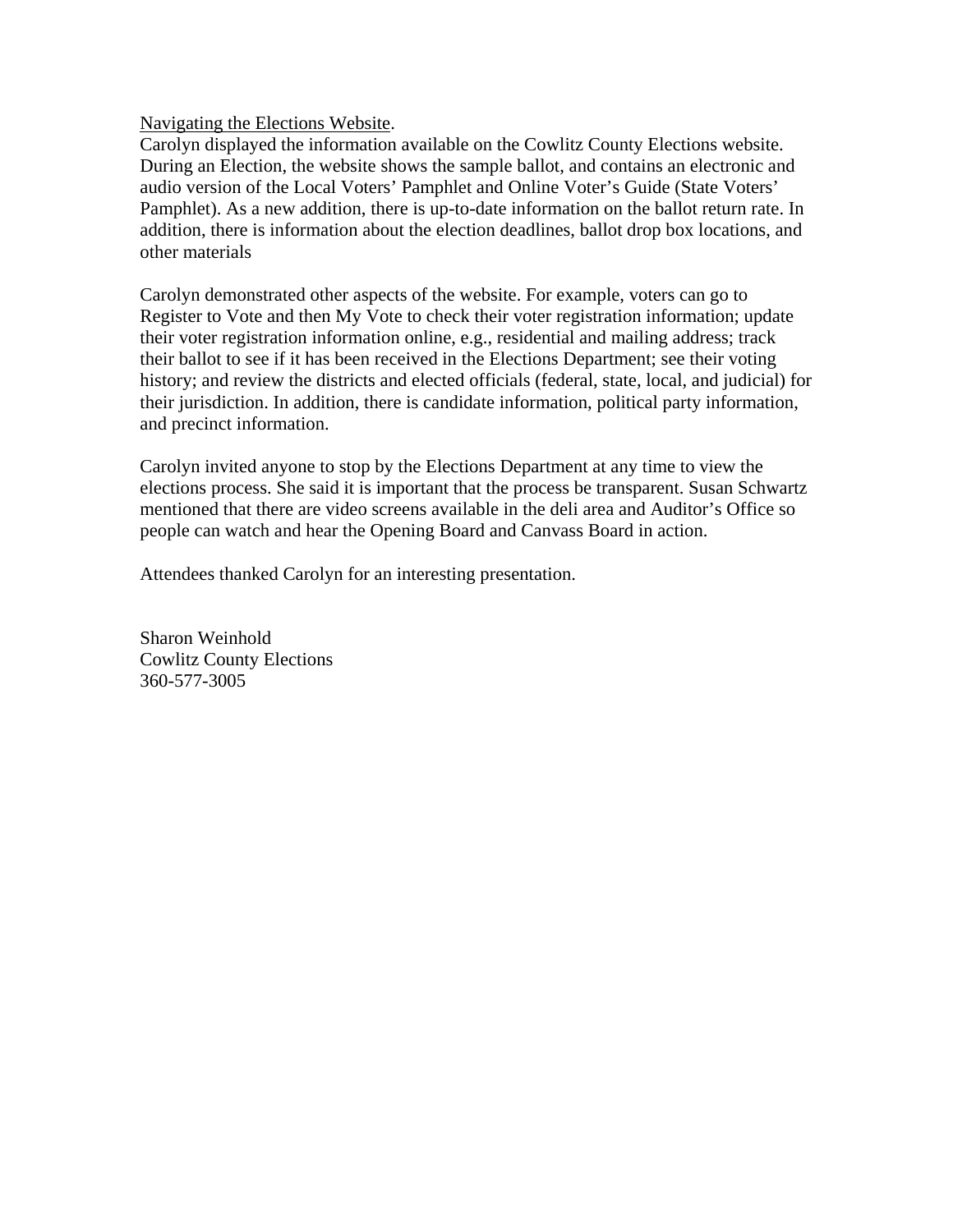Navigating the Elections Website.

Carolyn displayed the information available on the Cowlitz County Elections website. During an Election, the website shows the sample ballot, and contains an electronic and audio version of the Local Voters' Pamphlet and Online Voter's Guide (State Voters' Pamphlet). As a new addition, there is up-to-date information on the ballot return rate. In addition, there is information about the election deadlines, ballot drop box locations, and other materials

Carolyn demonstrated other aspects of the website. For example, voters can go to Register to Vote and then My Vote to check their voter registration information; update their voter registration information online, e.g., residential and mailing address; track their ballot to see if it has been received in the Elections Department; see their voting history; and review the districts and elected officials (federal, state, local, and judicial) for their jurisdiction. In addition, there is candidate information, political party information, and precinct information.

Carolyn invited anyone to stop by the Elections Department at any time to view the elections process. She said it is important that the process be transparent. Susan Schwartz mentioned that there are video screens available in the deli area and Auditor's Office so people can watch and hear the Opening Board and Canvass Board in action.

Attendees thanked Carolyn for an interesting presentation.

Sharon Weinhold
Cowlitz County Elections
360-577-3005